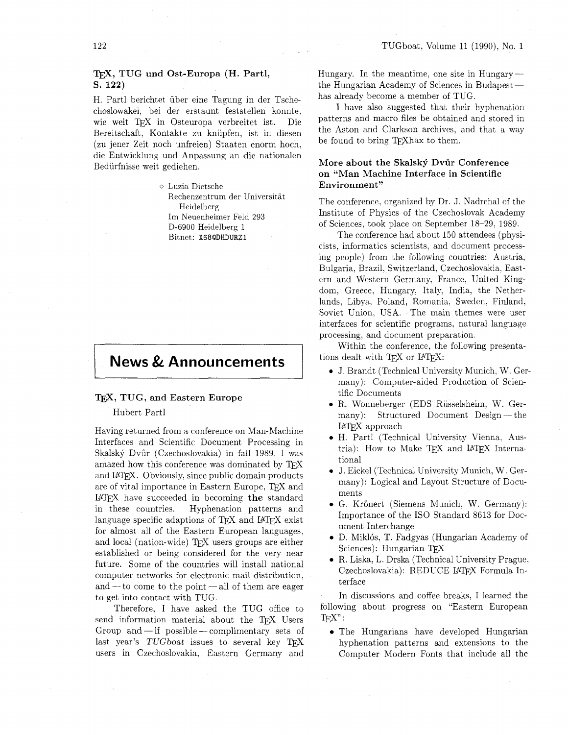### TeX, TUG und Ost-Europa (H. Partl, S. 122)

H. Partl berichtet über eine Tagung in der Tschechoslowakei, bei der erstaunt feststellen konnte, wie weit TeX in Osteuropa verbreitet ist. Die Bereitschaft, Kontakte zu knüpfen, ist in diesen (zu jener Zeit noch unfreien) Staaten enorm hoch, die Entwicklung und Anpassung an die nationalen Bedürfnisse weit gediehen.

◇ Luzia Dietsche
Rechenzentrum der Universität Heidelberg
Im Neuenheimer Feld 293
D-6900 Heidelberg 1
Bitnet: X68@DHDURZ1

# News & Announcements

## TeX, TUG, and Eastern Europe

Hubert Partl

Having returned from a conference on Man-Machine Interfaces and Scientific Document Processing in Skalský Dvůr (Czechoslovakia) in fall 1989, I was amazed how this conference was dominated by TeX and LaTeX. Obviously, since public domain products are of vital importance in Eastern Europe, TeX and LaTeX have succeeded in becoming **the** standard in these countries. Hyphenation patterns and language specific adaptions of TeX and LaTeX exist for almost all of the Eastern European languages, and local (nation-wide) TeX users groups are either established or being considered for the very near future. Some of the countries will install national computer networks for electronic mail distribution, and — to come to the point — all of them are eager to get into contact with TUG.

Therefore, I have asked the TUG office to send information material about the TeX Users Group and — if possible — complimentary sets of last year's *TUGboat* issues to several key TeX users in Czechoslovakia, Eastern Germany and Hungary. In the meantime, one site in Hungary — the Hungarian Academy of Sciences in Budapest — has already become a member of TUG.

I have also suggested that their hyphenation patterns and macro files be obtained and stored in the Aston and Clarkson archives, and that a way be found to bring TeXhax to them.

### More about the Skalský Dvůr Conference on "Man Machine Interface in Scientific Environment"

The conference, organized by Dr. J. Nadrchal of the Institute of Physics of the Czechoslovak Academy of Sciences, took place on September 18–29, 1989.

The conference had about 150 attendees (physicists, informatics scientists, and document processing people) from the following countries: Austria, Bulgaria, Brazil, Switzerland, Czechoslovakia, Eastern and Western Germany, France, United Kingdom, Greece, Hungary, Italy, India, the Netherlands, Libya, Poland, Romania, Sweden, Finland, Soviet Union, USA. The main themes were user interfaces for scientific programs, natural language processing, and document preparation.

Within the conference, the following presentations dealt with TeX or LaTeX:

- J. Brandt (Technical University Munich, W. Germany): Computer-aided Production of Scientific Documents
- R. Wonneberger (EDS Rüsselsheim, W. Germany): Structured Document Design — the LaTeX approach
- H. Partl (Technical University Vienna, Austria): How to Make TeX and LaTeX International
- J. Eickel (Technical University Munich, W. Germany): Logical and Layout Structure of Documents
- G. Krönert (Siemens Munich, W. Germany): Importance of the ISO Standard 8613 for Document Interchange
- D. Miklós, T. Fadgyas (Hungarian Academy of Sciences): Hungarian TeX
- R. Liska, L. Drska (Technical University Prague, Czechoslovakia): REDUCE LaTeX Formula Interface

In discussions and coffee breaks, I learned the following about progress on "Eastern European TeX":

- The Hungarians have developed Hungarian hyphenation patterns and extensions to the Computer Modern Fonts that include all the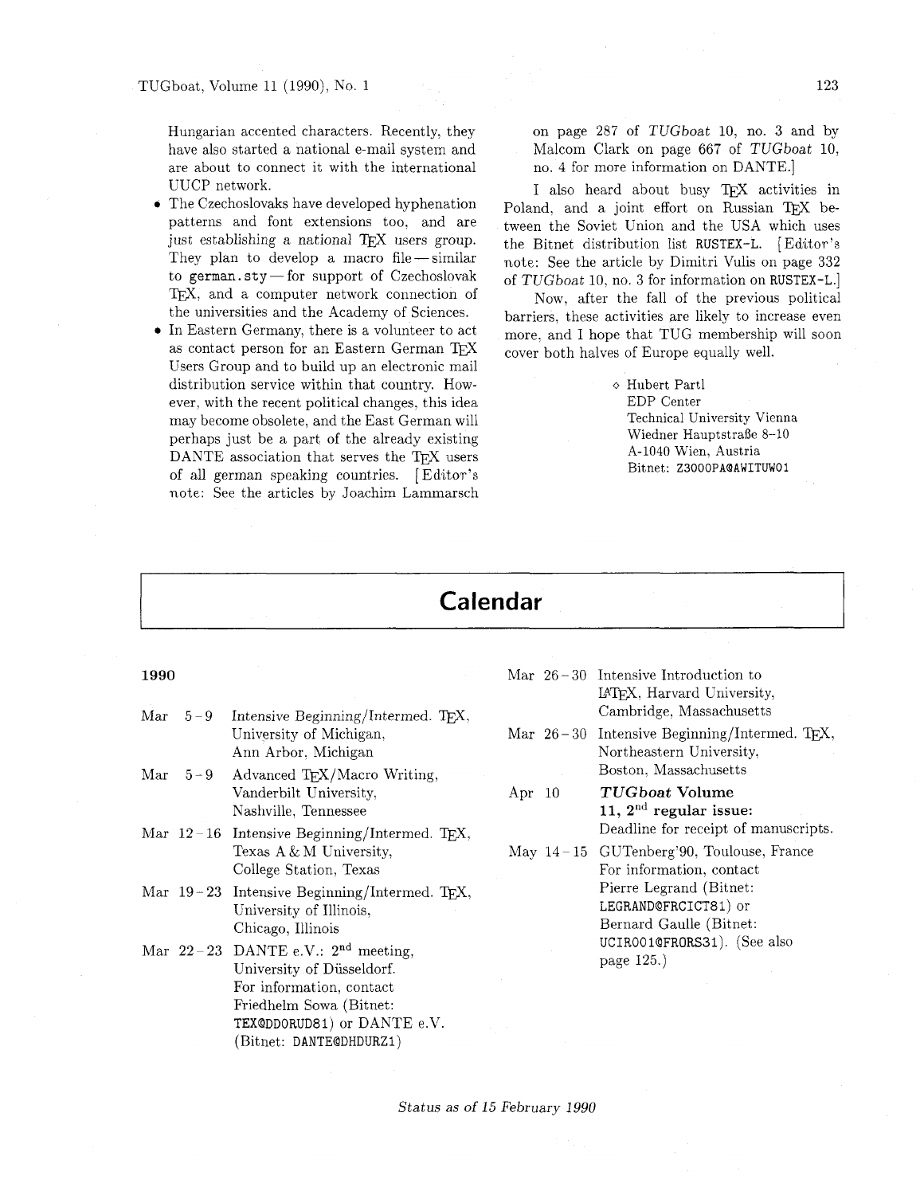Hungarian accented characters. Recently, they have also started a national e-mail system and are about to connect it with the international UUCP network.

- The Czechoslovaks have developed hyphenation patterns and font extensions too, and are just establishing a national TeX users group. They plan to develop a macro file — similar to `german.sty` — for support of Czechoslovak TeX, and a computer network connection of the universities and the Academy of Sciences.
- In Eastern Germany, there is a volunteer to act as contact person for an Eastern German TeX Users Group and to build up an electronic mail distribution service within that country. However, with the recent political changes, this idea may become obsolete, and the East German will perhaps just be a part of the already existing DANTE association that serves the TeX users of all german speaking countries. [Editor's note: See the articles by Joachim Lammarsch on page 287 of *TUGboat* 10, no. 3 and by Malcom Clark on page 667 of *TUGboat* 10, no. 4 for more information on DANTE.]

I also heard about busy TeX activities in Poland, and a joint effort on Russian TeX between the Soviet Union and the USA which uses the Bitnet distribution list `RUSTEX-L`. [Editor's note: See the article by Dimitri Vulis on page 332 of *TUGboat* 10, no. 3 for information on `RUSTEX-L`.]

Now, after the fall of the previous political barriers, these activities are likely to increase even more, and I hope that TUG membership will soon cover both halves of Europe equally well.

◇ Hubert Partl
EDP Center
Technical University Vienna
Wiedner Hauptstraße 8–10
A-1040 Wien, Austria
Bitnet: `Z3000PA@AWITUW01`

# Calendar

**1990**

| | | |
|---|---|---|
| Mar | 5–9 | Intensive Beginning/Intermed. TeX, University of Michigan, Ann Arbor, Michigan |
| Mar | 5–9 | Advanced TeX/Macro Writing, Vanderbilt University, Nashville, Tennessee |
| Mar | 12–16 | Intensive Beginning/Intermed. TeX, Texas A & M University, College Station, Texas |
| Mar | 19–23 | Intensive Beginning/Intermed. TeX, University of Illinois, Chicago, Illinois |
| Mar | 22–23 | DANTE e.V.: 2nd meeting, University of Düsseldorf. For information, contact Friedhelm Sowa (Bitnet: `TEX@DDORUD81`) or DANTE e.V. (Bitnet: `DANTE@DHDURZ1`) |
| Mar | 26–30 | Intensive Introduction to LaTeX, Harvard University, Cambridge, Massachusetts |
| Mar | 26–30 | Intensive Beginning/Intermed. TeX, Northeastern University, Boston, Massachusetts |
| Apr | 10 | ***TUGboat* Volume 11, 2nd regular issue:** Deadline for receipt of manuscripts. |
| May | 14–15 | GUTenberg'90, Toulouse, France For information, contact Pierre Legrand (Bitnet: `LEGRAND@FRCICT81`) or Bernard Gaulle (Bitnet: `UCIR001@FRORS31`). (See also page 125.) |

*Status as of 15 February 1990*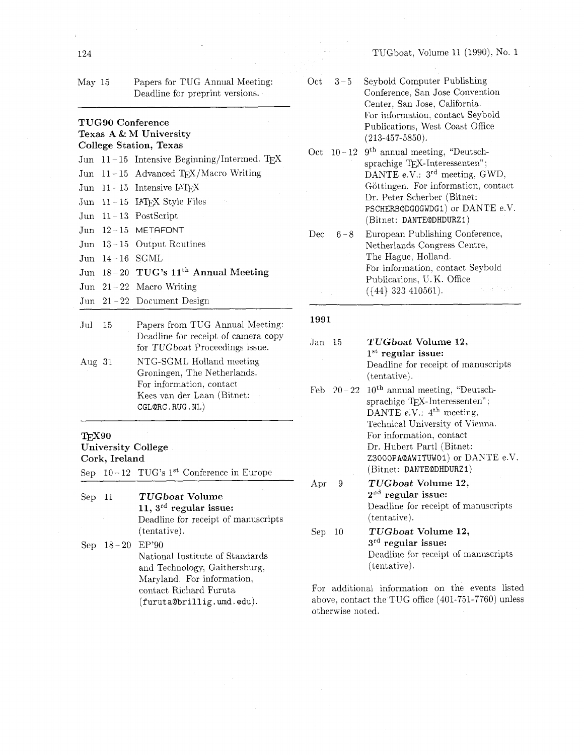| | |
|---|---|
| May 15 | Papers for TUG Annual Meeting: Deadline for preprint versions. |

**TUG90 Conference**
**Texas A & M University**
**College Station, Texas**

| | |
|---|---|
| Jun 11 – 15 | Intensive Beginning/Intermed. TeX |
| Jun 11 – 15 | Advanced TeX/Macro Writing |
| Jun 11 – 15 | Intensive LaTeX |
| Jun 11 – 15 | LaTeX Style Files |
| Jun 11 – 13 | PostScript |
| Jun 12 – 15 | METAFONT |
| Jun 13 – 15 | Output Routines |
| Jun 14 – 16 | SGML |
| Jun 18 – 20 | **TUG's 11th Annual Meeting** |
| Jun 21 – 22 | Macro Writing |
| Jun 21 – 22 | Document Design |

| | |
|---|---|
| Jul 15 | Papers from TUG Annual Meeting: Deadline for receipt of camera copy for *TUGboat* Proceedings issue. |
| Aug 31 | NTG-SGML Holland meeting Groningen, The Netherlands. For information, contact Kees van der Laan (Bitnet: CGL@RC.RUG.NL) |

**TeX90**
**University College**
**Cork, Ireland**

| | |
|---|---|
| Sep 10 – 12 | TUG's 1st Conference in Europe |

| | |
|---|---|
| Sep 11 | ***TUGboat* Volume 11, 3rd regular issue:** Deadline for receipt of manuscripts (tentative). |
| Sep 18 – 20 | EP'90 National Institute of Standards and Technology, Gaithersburg, Maryland. For information, contact Richard Furuta (furuta@brillig.umd.edu). |
| Oct 3 – 5 | Seybold Computer Publishing Conference, San Jose Convention Center, San Jose, California. For information, contact Seybold Publications, West Coast Office (213-457-5850). |
| Oct 10 – 12 | 9th annual meeting, "Deutschsprachige TeX-Interessenten"; DANTE e.V.: 3rd meeting, GWD, Göttingen. For information, contact Dr. Peter Scherber (Bitnet: PSCHERB@DGOGWDG1) or DANTE e.V. (Bitnet: DANTE@DHDURZ1) |
| Dec 6 – 8 | European Publishing Conference, Netherlands Congress Centre, The Hague, Holland. For information, contact Seybold Publications, U.K. Office ({44} 323 410561). |

**1991**

| | |
|---|---|
| Jan 15 | ***TUGboat* Volume 12, 1st regular issue:** Deadline for receipt of manuscripts (tentative). |
| Feb 20 – 22 | 10th annual meeting, "Deutschsprachige TeX-Interessenten"; DANTE e.V.: 4th meeting, Technical University of Vienna. For information, contact Dr. Hubert Partl (Bitnet: Z3000PA@AWITUW01) or DANTE e.V. (Bitnet: DANTE@DHDURZ1) |
| Apr 9 | ***TUGboat* Volume 12, 2nd regular issue:** Deadline for receipt of manuscripts (tentative). |
| Sep 10 | ***TUGboat* Volume 12, 3rd regular issue:** Deadline for receipt of manuscripts (tentative). |

For additional information on the events listed above, contact the TUG office (401-751-7760) unless otherwise noted.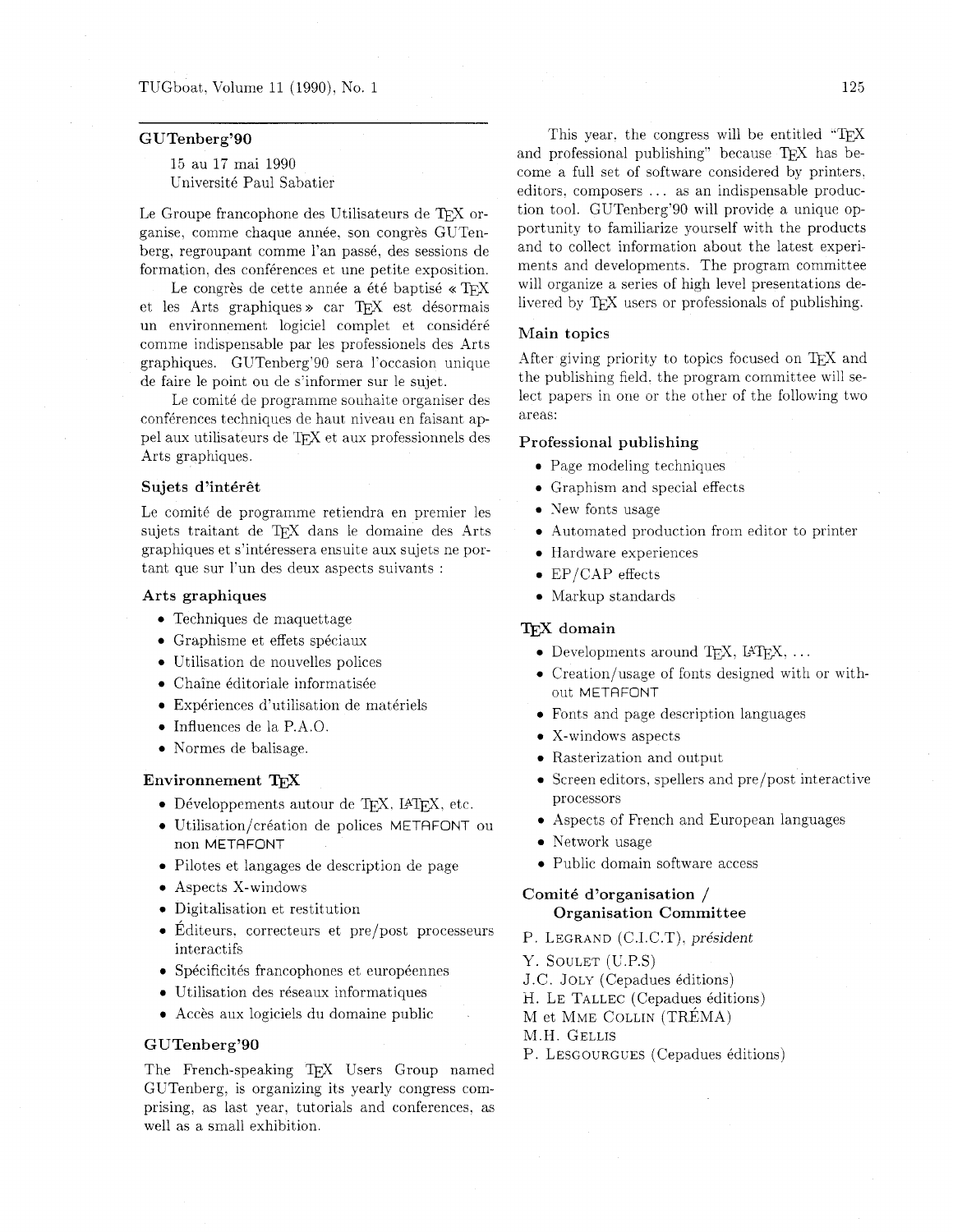## GUTenberg'90

15 au 17 mai 1990
Université Paul Sabatier

Le Groupe francophone des Utilisateurs de TeX organise, comme chaque année, son congrès GUTenberg, regroupant comme l'an passé, des sessions de formation, des conférences et une petite exposition.

Le congrès de cette année a été baptisé « TeX et les Arts graphiques » car TeX est désormais un environnement logiciel complet et considéré comme indispensable par les professionels des Arts graphiques. GUTenberg'90 sera l'occasion unique de faire le point ou de s'informer sur le sujet.

Le comité de programme souhaite organiser des conférences techniques de haut niveau en faisant appel aux utilisateurs de TeX et aux professionnels des Arts graphiques.

### Sujets d'intérêt

Le comité de programme retiendra en premier les sujets traitant de TeX dans le domaine des Arts graphiques et s'intéressera ensuite aux sujets ne portant que sur l'un des deux aspects suivants :

#### Arts graphiques

- Techniques de maquettage
- Graphisme et effets spéciaux
- Utilisation de nouvelles polices
- Chaîne éditoriale informatisée
- Expériences d'utilisation de matériels
- Influences de la P.A.O.
- Normes de balisage.

#### Environnement TeX

- Développements autour de TeX, LaTeX, etc.
- Utilisation/création de polices METAFONT ou non METAFONT
- Pilotes et langages de description de page
- Aspects X-windows
- Digitalisation et restitution
- Éditeurs, correcteurs et pre/post processeurs interactifs
- Spécificités francophones et européennes
- Utilisation des réseaux informatiques
- Accès aux logiciels du domaine public

## GUTenberg'90

The French-speaking TeX Users Group named GUTenberg, is organizing its yearly congress comprising, as last year, tutorials and conferences, as well as a small exhibition.

This year, the congress will be entitled "TeX and professional publishing" because TeX has become a full set of software considered by printers, editors, composers ... as an indispensable production tool. GUTenberg'90 will provide a unique opportunity to familiarize yourself with the products and to collect information about the latest experiments and developments. The program committee will organize a series of high level presentations delivered by TeX users or professionals of publishing.

### Main topics

After giving priority to topics focused on TeX and the publishing field, the program committee will select papers in one or the other of the following two areas:

#### Professional publishing

- Page modeling techniques
- Graphism and special effects
- New fonts usage
- Automated production from editor to printer
- Hardware experiences
- EP/CAP effects
- Markup standards

#### TeX domain

- Developments around TeX, LaTeX, ...
- Creation/usage of fonts designed with or without METAFONT
- Fonts and page description languages
- X-windows aspects
- Rasterization and output
- Screen editors, spellers and pre/post interactive processors
- Aspects of French and European languages
- Network usage
- Public domain software access

### Comité d'organisation / Organisation Committee

P. Legrand (C.I.C.T), *président*
Y. Soulet (U.P.S)
J.C. Joly (Cepadues éditions)
H. Le Tallec (Cepadues éditions)
M et Mme Collin (TRÉMA)
M.H. Gellis
P. Lesgourgues (Cepadues éditions)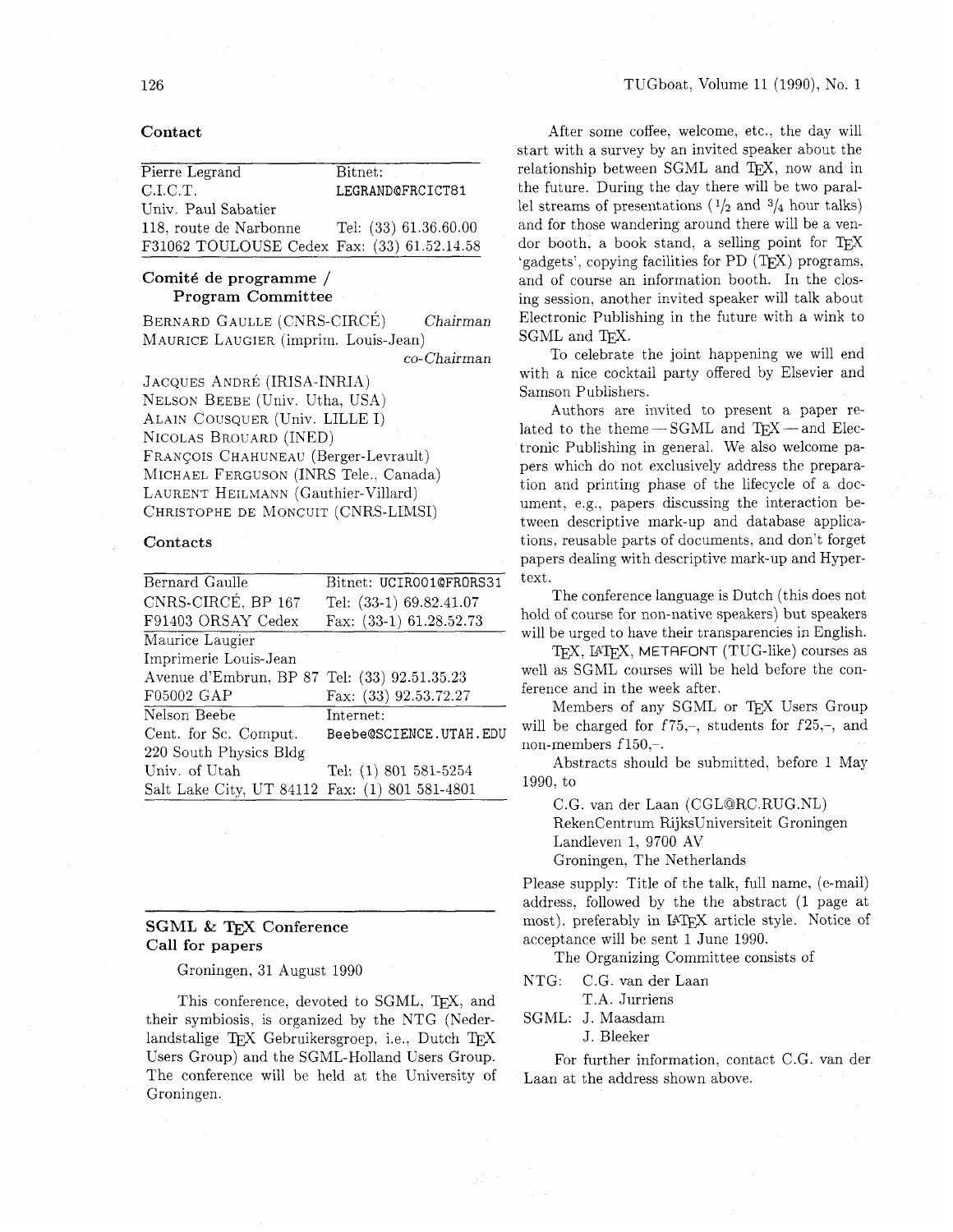### Contact

| | |
|---|---|
| Pierre Legrand | Bitnet: |
| C.I.C.T. | LEGRAND@FRCICT81 |
| Univ. Paul Sabatier | |
| 118, route de Narbonne | Tel: (33) 61.36.60.00 |
| F31062 TOULOUSE Cedex | Fax: (33) 61.52.14.58 |

### Comité de programme / Program Committee

BERNARD GAULLE (CNRS-CIRCÉ) *Chairman*
MAURICE LAUGIER (imprim. Louis-Jean) *co-Chairman*

JACQUES ANDRÉ (IRISA-INRIA)
NELSON BEEBE (Univ. Utha, USA)
ALAIN COUSQUER (Univ. LILLE I)
NICOLAS BROUARD (INED)
FRANÇOIS CHAHUNEAU (Berger-Levrault)
MICHAEL FERGUSON (INRS Tele., Canada)
LAURENT HEILMANN (Gauthier-Villard)
CHRISTOPHE DE MONCUIT (CNRS-LIMSI)

### Contacts

| | |
|---|---|
| Bernard Gaulle | Bitnet: UCIR001@FRORS31 |
| CNRS-CIRCÉ, BP 167 | Tel: (33-1) 69.82.41.07 |
| F91403 ORSAY Cedex | Fax: (33-1) 61.28.52.73 |
| Maurice Laugier | |
| Imprimerie Louis-Jean | |
| Avenue d'Embrun, BP 87 | Tel: (33) 92.51.35.23 |
| F05002 GAP | Fax: (33) 92.53.72.27 |
| Nelson Beebe | Internet: |
| Cent. for Sc. Comput. | Beebe@SCIENCE.UTAH.EDU |
| 220 South Physics Bldg | |
| Univ. of Utah | Tel: (1) 801 581-5254 |
| Salt Lake City, UT 84112 | Fax: (1) 801 581-4801 |

## SGML & TEX Conference
## Call for papers

Groningen, 31 August 1990

This conference, devoted to SGML, TEX, and their symbiosis, is organized by the NTG (Nederlandstalige TEX Gebruikersgroep, i.e., Dutch TEX Users Group) and the SGML-Holland Users Group. The conference will be held at the University of Groningen.

After some coffee, welcome, etc., the day will start with a survey by an invited speaker about the relationship between SGML and TEX, now and in the future. During the day there will be two parallel streams of presentations (1/2 and 3/4 hour talks) and for those wandering around there will be a vendor booth, a book stand, a selling point for TEX 'gadgets', copying facilities for PD (TEX) programs, and of course an information booth. In the closing session, another invited speaker will talk about Electronic Publishing in the future with a wink to SGML and TEX.

To celebrate the joint happening we will end with a nice cocktail party offered by Elsevier and Samson Publishers.

Authors are invited to present a paper related to the theme — SGML and TEX — and Electronic Publishing in general. We also welcome papers which do not exclusively address the preparation and printing phase of the lifecycle of a document, e.g., papers discussing the interaction between descriptive mark-up and database applications, reusable parts of documents, and don't forget papers dealing with descriptive mark-up and Hypertext.

The conference language is Dutch (this does not hold of course for non-native speakers) but speakers will be urged to have their transparencies in English.

TEX, LATEX, METAFONT (TUG-like) courses as well as SGML courses will be held before the conference and in the week after.

Members of any SGML or TEX Users Group will be charged for *f*75,–, students for *f*25,–, and non-members *f*150,–.

Abstracts should be submitted, before 1 May 1990, to

> C.G. van der Laan (CGL@RC.RUG.NL)
> RekenCentrum RijksUniversiteit Groningen
> Landleven 1, 9700 AV
> Groningen, The Netherlands

Please supply: Title of the talk, full name, (e-mail) address, followed by the the abstract (1 page at most), preferably in LATEX article style. Notice of acceptance will be sent 1 June 1990.

The Organizing Committee consists of

NTG: C.G. van der Laan
T.A. Jurriens
SGML: J. Maasdam
J. Bleeker

For further information, contact C.G. van der Laan at the address shown above.